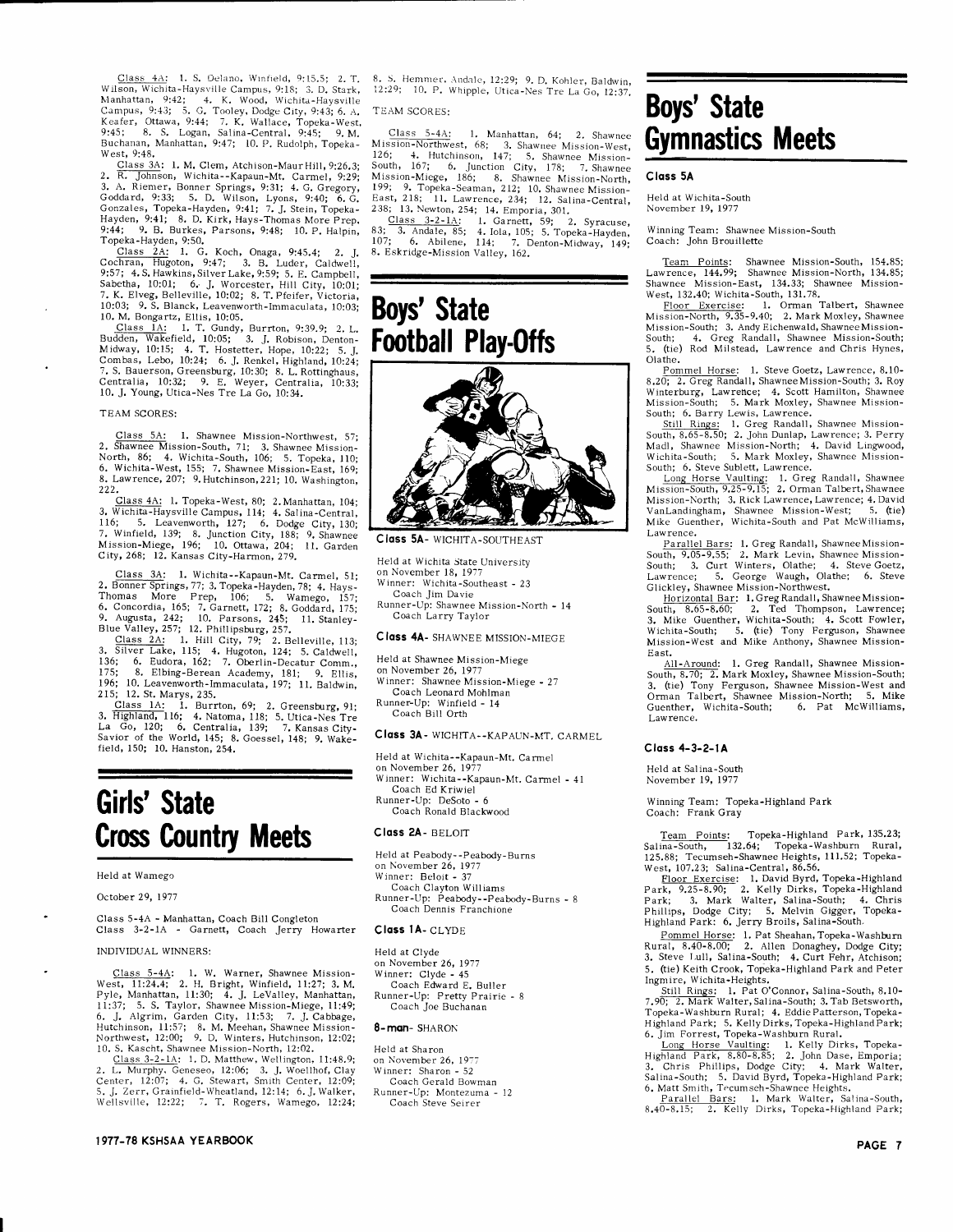Class 4A: 1. S. Delano, Winfield, 9:15.5; 2. T. Wilson, Wichita-Haysville Campus, 9:18; 3. D. Stark, Manhattan, 9:42; 4. K. Wood, Wichita-Haysville Campus, 9:43; 5. G. Tooley, Dodge City, 9:43; 6. A. Keafer, Ottawa, 9:44; 7. K. Wallace, Topeka-West, 9:45; 8. S. Logan, Salina-Central, 9:45; 9. M. Buchanan, Manhattan, 9:47; 10. P. Rudolph, Topeka-West, 9:48.

Class 3A: 1. M. Clem, Atchison-Maur Hill, 9:26.3; 2. R. Johnson, Wichita--Kapaun-Mt. Carmel, 9:29; 3. A. Riemer, Bonner Springs, 9:31; 4. G. Gregory, Goddard, 9:33; 5. D. Wilson, Lyons, 9:40; 6. G. Gonzales, Topeka-Hayden, 9:41; 7. J. Stein, Topeka-Hayden, 9:41; 8. D. Kirk, Hays-Thomas More Prep, 9:44; 9. B. Burkes, Parsons, 9:48; 10. P. Halpin, Topeka-Hayden, 9:50.

Class 2A: 1. G. Koch, Onaga, 9:45.4; 2. J. Cochran, Hugoton, 9:47; 3. B. Luder, Caldwell, 9:57; 4. S. Hawkins, Silver Lake, 9:59; 5. E. Campbell, Sabetha, 10:01; 6. J. Worcester, Hill City, 10:01; 7. K. Elveg, Belleville, 10:02; 8. T. Pfeifer, Victoria, 10:03; 9. S. Blanck, Leavenworth-Immaculata, 10:03; 10. M. Bongartz, Ellis, 10:05.

Class 1A: 1. T. Gundy, Burrton, 9:39.9; 2. L. Budden, Wakefield, 10:05; 3. J. Robison, Denton-Midway, 10:15; 4. T. Hostetter, Hope, 10:22; 5. J. Combas, Lebo, 10:24; 6. J. Renkel, Highland, 10:24; 7. S. Bauerson, Greensburg, 10:30; 8. L. Rottinghaus, Centralia, 10:32; 9. E. Weyer, Centralia, 10:33; 10. J. Young, Utica-Nes Tre La Go, 10:34.

TEAM SCORES:

Class 5A: 1. Shawnee Mission-Northwest, 57; 2. Shawnee Mission-South, 71; 3. Shawnee Mission-North, 86; 4. Wichita-South, 106; 5. Topeka, 110; 6. Wichita-West, 155; 7. Shawnee Mission-East, 169; 8. Lawrence, 207; 9. Hutchinson, 221; 10. Washington, 222.

Class 4A: 1. Topeka-West, 80; 2. Manhattan, 104; 3. Wichita-Haysville Campus, 114; 4. Salina-Central, 116; 5. Leavenworth, 127; 6. Dodge City, 130; 7. Winfield, 139; 8. Junction City, 188; 9. Shawnee Mission-Miege, 196; 10. Ottawa, 204; 11. Garden City, 268; 12. Kansas City-Harmon, 279.

Class 3A: 1. Wichita--Kapaun-Mt. Carmel, 51; 2. Bonner Springs, 77; 3. Topeka-Hayden, 78; 4. Hays-Thomas More Prep, 106; 5. Wamego, 157; 6. Concordia, 165; 7. Garnett, 172; 8. Goddard, 175; 9. Augusta, 242; 10. Parsons, 245; 11. Stanley-Blue Valley, 257; 12. Phillipsburg, 257.

Class 2A: 1. Hill City, 79; 2. Belleville, 113; 3. Silver Lake, 115; 4. Hugoton, 124; 5. Caldwell, 136; 6. Eudora, 162; 7. Oberlin-Decatur Comm., 175; 8. Elbing-Berean Academy, 181; 9. Ellis, 196; 10. Leavenworth-Immaculata, 197; 11. Baldwin, 215; 12. St. Marys, 235.

Class 1A: 1. Burrton, 69; 2. Greensburg, 91; 3. Highland, 116; 4. Natoma, 118; 5. Utica-Nes Tre La Go, 120; 6. Centralia, 139; 7. Kansas City-Savior of the World, 145; 8. Goessel, 148; 9. Wakefield, 150; 10. Hanston, 254.

# Girls' State Cross Country Meets

Held at Wamego

October 29, 1977

Class 5-4A - Manhattan, Coach Bill Congleton
Class 3-2-1A - Garnett, Coach Jerry Howarter

INDIVIDUAL WINNERS:

Class 5-4A: 1. W. Warner, Shawnee Mission-West, 11:24.4; 2. H. Bright, Winfield, 11:27; 3. M. Pyle, Manhattan, 11:30; 4. J. LeValley, Manhattan, 11:37; 5. S. Taylor, Shawnee Mission-Miege, 11:49; 6. J. Algrim, Garden City, 11:53; 7. J. Cabbage, Hutchinson, 11:57; 8. M. Meehan, Shawnee Mission-Northwest, 12:00; 9. D. Winters, Hutchinson, 12:02; 10. S. Kascht, Shawnee Mission-North, 12:02.

Class 3-2-1A: 1. D. Matthew, Wellington, 11:48.9; 2. L. Murphy, Geneseo, 12:06; 3. J. Woellhof, Clay Center, 12:07; 4. G. Stewart, Smith Center, 12:09; 5. J. Zerr, Grainfield-Wheatland, 12:14; 6. J. Walker, Wellsville, 12:22; 7. T. Rogers, Wamego, 12:24; 8. S. Hemmer, Andale, 12:29; 9. D. Kohler, Baldwin, 12:29; 10. P. Whipple, Utica-Nes Tre La Go, 12:37.

TEAM SCORES:

Class 5-4A: 1. Manhattan, 64; 2. Shawnee Mission-Northwest, 68; 3. Shawnee Mission-West, 126; 4. Hutchinson, 147; 5. Shawnee Mission-South, 167; 6. Junction City, 178; 7. Shawnee Mission-Miege, 186; 8. Shawnee Mission-North, 199; 9. Topeka-Seaman, 212; 10. Shawnee Mission-East, 218; 11. Lawrence, 234; 12. Salina-Central, 238; 13. Newton, 254; 14. Emporia, 301.

Class 3-2-1A: 1. Garnett, 59; 2. Syracuse, 83; 3. Andale, 85; 4. Iola, 105; 5. Topeka-Hayden, 107; 6. Abilene, 114; 7. Denton-Midway, 149; 8. Eskridge-Mission Valley, 162.

# Boys' State Football Play-Offs

### Class 5A - WICHITA-SOUTHEAST

Held at Wichita State University
on November 18, 1977
Winner: Wichita-Southeast - 23
Coach Jim Davie
Runner-Up: Shawnee Mission-North - 14
Coach Larry Taylor

### Class 4A - SHAWNEE MISSION-MIEGE

Held at Shawnee Mission-Miege
on November 26, 1977
Winner: Shawnee Mission-Miege - 27
Coach Leonard Mohlman
Runner-Up: Winfield - 14
Coach Bill Orth

### Class 3A - WICHITA--KAPAUN-MT. CARMEL

Held at Wichita--Kapaun-Mt. Carmel
on November 26, 1977
Winner: Wichita--Kapaun-Mt. Carmel - 41
Coach Ed Kriwiel
Runner-Up: DeSoto - 6
Coach Ronald Blackwood

### Class 2A - BELOIT

Held at Peabody--Peabody-Burns
on November 26, 1977
Winner: Beloit - 37
Coach Clayton Williams
Runner-Up: Peabody--Peabody-Burns - 8
Coach Dennis Franchione

### Class 1A - CLYDE

Held at Clyde
on November 26, 1977
Winner: Clyde - 45
Coach Edward E. Buller
Runner-Up: Pretty Prairie - 8
Coach Joe Buchanan

### 8-man - SHARON

Held at Sharon
on November 26, 1977
Winner: Sharon - 52
Coach Gerald Bowman
Runner-Up: Montezuma - 12
Coach Steve Seirer

# Boys' State Gymnastics Meets

### Class 5A

Held at Wichita-South
November 19, 1977

Winning Team: Shawnee Mission-South
Coach: John Brouillette

Team Points: Shawnee Mission-South, 154.85; Lawrence, 144.99; Shawnee Mission-North, 134.85; Shawnee Mission-East, 134.33; Shawnee Mission-West, 132.40; Wichita-South, 131.78.

Floor Exercise: 1. Orman Talbert, Shawnee Mission-North, 9.35-9.40; 2. Mark Moxley, Shawnee Mission-South; 3. Andy Eichenwald, Shawnee Mission-South; 4. Greg Randall, Shawnee Mission-South; 5. (tie) Rod Milstead, Lawrence and Chris Hynes, Olathe.

Pommel Horse: 1. Steve Goetz, Lawrence, 8.10-8.20; 2. Greg Randall, Shawnee Mission-South; 3. Roy Winterburg, Lawrence; 4. Scott Hamilton, Shawnee Mission-South; 5. Mark Moxley, Shawnee Mission-South; 6. Barry Lewis, Lawrence.

Still Rings: 1. Greg Randall, Shawnee Mission-South, 8.65-8.50; 2. John Dunlap, Lawrence; 3. Perry Madl, Shawnee Mission-North; 4. David Lingwood, Wichita-South; 5. Mark Moxley, Shawnee Mission-South; 6. Steve Sublett, Lawrence.

Long Horse Vaulting: 1. Greg Randall, Shawnee Mission-South, 9.25-9.15; 2. Orman Talbert, Shawnee Mission-North; 3. Rick Lawrence, Lawrence; 4. David VanLandingham, Shawnee Mission-West; 5. (tie) Mike Guenther, Wichita-South and Pat McWilliams, Lawrence.

Parallel Bars: 1. Greg Randall, Shawnee Mission-South, 9.05-9.55; 2. Mark Levin, Shawnee Mission-South; 3. Curt Winters, Olathe; 4. Steve Goetz, Lawrence; 5. George Waugh, Olathe; 6. Steve Glickley, Shawnee Mission-Northwest.

Horizontal Bar: 1. Greg Randall, Shawnee Mission-South, 8.65-8.60; 2. Ted Thompson, Lawrence; 3. Mike Guenther, Wichita-South; 4. Scott Fowler, Wichita-South; 5. (tie) Tony Ferguson, Shawnee Mission-West and Mike Anthony, Shawnee Mission-East.

All-Around: 1. Greg Randall, Shawnee Mission-South, 8.70; 2. Mark Moxley, Shawnee Mission-South; 3. (tie) Tony Ferguson, Shawnee Mission-West and Orman Talbert, Shawnee Mission-North; 5. Mike Guenther, Wichita-South; 6. Pat McWilliams, Lawrence.

### Class 4-3-2-1A

Held at Salina-South
November 19, 1977

Winning Team: Topeka-Highland Park
Coach: Frank Gray

Team Points: Topeka-Highland Park, 135.23; Salina-South, 132.64; Topeka-Washburn Rural, 125.88; Tecumseh-Shawnee Heights, 111.52; Topeka-West, 107.23; Salina-Central, 86.56.

Floor Exercise: 1. David Byrd, Topeka-Highland Park, 9.25-8.90; 2. Kelly Dirks, Topeka-Highland Park; 3. Mark Walter, Salina-South; 4. Chris Phillips, Dodge City; 5. Melvin Gigger, Topeka-Highland Park; 6. Jerry Broils, Salina-South.

Pommel Horse: 1. Pat Sheahan, Topeka-Washburn Rural, 8.40-8.00; 2. Allen Donaghey, Dodge City; 3. Steve Lull, Salina-South; 4. Curt Fehr, Atchison; 5. (tie) Keith Crook, Topeka-Highland Park and Peter Ingmire, Wichita-Heights.

Still Rings: 1. Pat O'Connor, Salina-South, 8.10-7.90; 2. Mark Walter, Salina-South; 3. Tab Betsworth, Topeka-Washburn Rural; 4. Eddie Patterson, Topeka-Highland Park; 5. Kelly Dirks, Topeka-Highland Park; 6. Jim Forrest, Topeka-Washburn Rural.

Long Horse Vaulting: 1. Kelly Dirks, Topeka-Highland Park, 8.80-8.85; 2. John Dase, Emporia; 3. Chris Phillips, Dodge City; 4. Mark Walter, Salina-South; 5. David Byrd, Topeka-Highland Park; 6. Matt Smith, Tecumseh-Shawnee Heights.

Parallel Bars: 1. Mark Walter, Salina-South, 8.40-8.15; 2. Kelly Dirks, Topeka-Highland Park;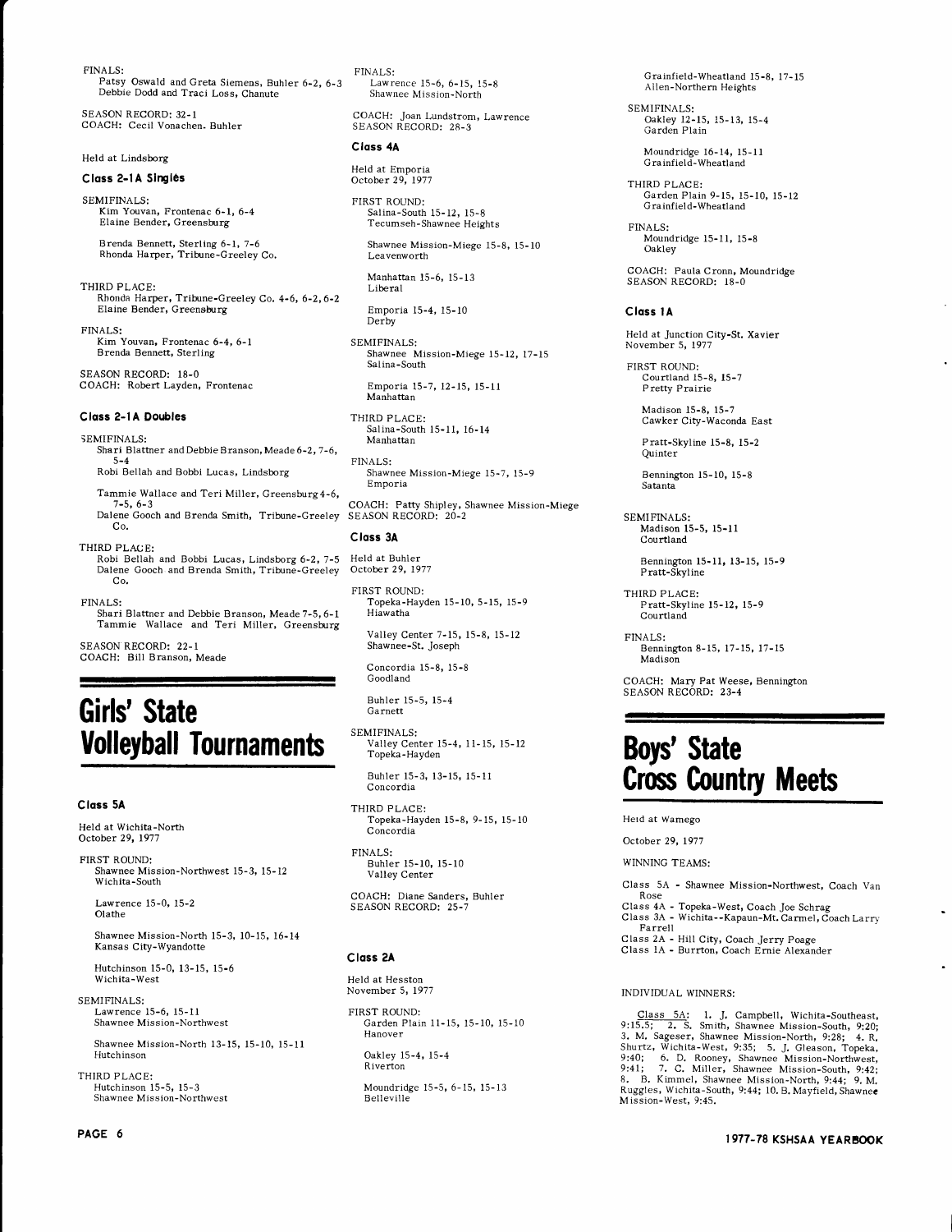FINALS:
Patsy Oswald and Greta Siemens, Buhler 6-2, 6-3
Debbie Dodd and Traci Loss, Chanute

SEASON RECORD: 32-1
COACH: Cecil Vonachen. Buhler

Held at Lindsborg

### Class 2-1A Singles

SEMIFINALS:
Kim Youvan, Frontenac 6-1, 6-4
Elaine Bender, Greensburg

Brenda Bennett, Sterling 6-1, 7-6
Rhonda Harper, Tribune-Greeley Co.

THIRD PLACE:
Rhonda Harper, Tribune-Greeley Co. 4-6, 6-2, 6-2
Elaine Bender, Greensburg

FINALS:
Kim Youvan, Frontenac 6-4, 6-1
Brenda Bennett, Sterling

SEASON RECORD: 18-0
COACH: Robert Layden, Frontenac

### Class 2-1A Doubles

SEMIFINALS:
Shari Blattner and Debbie Branson, Meade 6-2, 7-6, 5-4
Robi Bellah and Bobbi Lucas, Lindsborg

Tammie Wallace and Teri Miller, Greensburg 4-6, 7-5, 6-3
Dalene Gooch and Brenda Smith, Tribune-Greeley Co.

THIRD PLACE:
Robi Bellah and Bobbi Lucas, Lindsborg 6-2, 7-5
Dalene Gooch and Brenda Smith, Tribune-Greeley Co.

FINALS:
Shari Blattner and Debbie Branson, Meade 7-5, 6-1
Tammie Wallace and Teri Miller, Greensburg

SEASON RECORD: 22-1
COACH: Bill Branson, Meade

# Girls' State Volleyball Tournaments

### Class 5A

Held at Wichita-North
October 29, 1977

FIRST ROUND:
Shawnee Mission-Northwest 15-3, 15-12
Wichita-South

Lawrence 15-0, 15-2
Olathe

Shawnee Mission-North 15-3, 10-15, 16-14
Kansas City-Wyandotte

Hutchinson 15-0, 13-15, 15-6
Wichita-West

SEMIFINALS:
Lawrence 15-6, 15-11
Shawnee Mission-Northwest

Shawnee Mission-North 13-15, 15-10, 15-11
Hutchinson

THIRD PLACE:
Hutchinson 15-5, 15-3
Shawnee Mission-Northwest

FINALS:
Lawrence 15-6, 6-15, 15-8
Shawnee Mission-North

COACH: Joan Lundstrom, Lawrence
SEASON RECORD: 28-3

### Class 4A

Held at Emporia
October 29, 1977

FIRST ROUND:
Salina-South 15-12, 15-8
Tecumseh-Shawnee Heights

Shawnee Mission-Miege 15-8, 15-10
Leavenworth

Manhattan 15-6, 15-13
Liberal

Emporia 15-4, 15-10
Derby

SEMIFINALS:
Shawnee Mission-Miege 15-12, 17-15
Salina-South

Emporia 15-7, 12-15, 15-11
Manhattan

THIRD PLACE:
Salina-South 15-11, 16-14
Manhattan

FINALS:
Shawnee Mission-Miege 15-7, 15-9
Emporia

COACH: Patty Shipley, Shawnee Mission-Miege
SEASON RECORD: 20-2

### Class 3A

Held at Buhler
October 29, 1977

FIRST ROUND:
Topeka-Hayden 15-10, 5-15, 15-9
Hiawatha

Valley Center 7-15, 15-8, 15-12
Shawnee-St. Joseph

Concordia 15-8, 15-8
Goodland

Buhler 15-5, 15-4
Garnett

SEMIFINALS:
Valley Center 15-4, 11-15, 15-12
Topeka-Hayden

Buhler 15-3, 13-15, 15-11
Concordia

THIRD PLACE:
Topeka-Hayden 15-8, 9-15, 15-10
Concordia

FINALS:
Buhler 15-10, 15-10
Valley Center

COACH: Diane Sanders, Buhler
SEASON RECORD: 25-7

### Class 2A

Held at Hesston
November 5, 1977

FIRST ROUND:
Garden Plain 11-15, 15-10, 15-10
Hanover

Oakley 15-4, 15-4
Riverton

Moundridge 15-5, 6-15, 15-13
Belleville

Grainfield-Wheatland 15-8, 17-15
Allen-Northern Heights

SEMIFINALS:
Oakley 12-15, 15-13, 15-4
Garden Plain

Moundridge 16-14, 15-11
Grainfield-Wheatland

THIRD PLACE:
Garden Plain 9-15, 15-10, 15-12
Grainfield-Wheatland

FINALS:
Moundridge 15-11, 15-8
Oakley

COACH: Paula Cronn, Moundridge
SEASON RECORD: 18-0

### Class 1A

Held at Junction City-St. Xavier
November 5, 1977

FIRST ROUND:
Courtland 15-8, 15-7
Pretty Prairie

Madison 15-8, 15-7
Cawker City-Waconda East

Pratt-Skyline 15-8, 15-2
Quinter

Bennington 15-10, 15-8
Satanta

SEMIFINALS:
Madison 15-5, 15-11
Courtland

Bennington 15-11, 13-15, 15-9
Pratt-Skyline

THIRD PLACE:
Pratt-Skyline 15-12, 15-9
Courtland

FINALS:
Bennington 8-15, 17-15, 17-15
Madison

COACH: Mary Pat Weese, Bennington
SEASON RECORD: 23-4

# Boys' State Cross Country Meets

Held at Wamego

October 29, 1977

WINNING TEAMS:

Class 5A - Shawnee Mission-Northwest, Coach Van Rose
Class 4A - Topeka-West, Coach Joe Schrag
Class 3A - Wichita--Kapaun-Mt. Carmel, Coach Larry Farrell
Class 2A - Hill City, Coach Jerry Poage
Class 1A - Burrton, Coach Ernie Alexander

INDIVIDUAL WINNERS:

Class 5A: 1. J. Campbell, Wichita-Southeast, 9:15.5; 2. S. Smith, Shawnee Mission-South, 9:20; 3. M. Sageser, Shawnee Mission-North, 9:28; 4. R. Shurtz, Wichita-West, 9:35; 5. J. Gleason, Topeka, 9:40; 6. D. Rooney, Shawnee Mission-Northwest, 9:41; 7. C. Miller, Shawnee Mission-South, 9:42; 8. B. Kimmel, Shawnee Mission-North, 9:44; 9. M. Ruggles, Wichita-South, 9:44; 10. B. Mayfield, Shawnee Mission-West, 9:45.